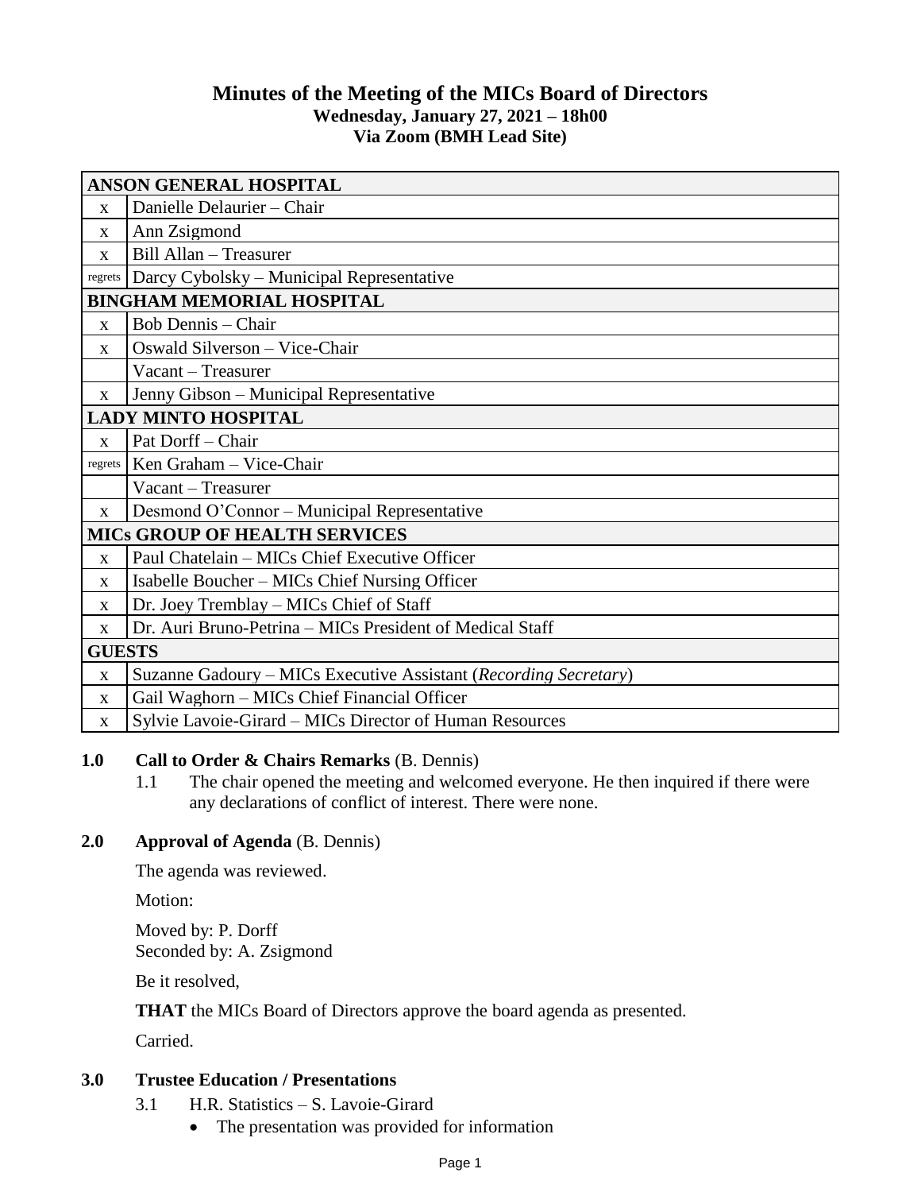# Minutes of the Meeting of the MICs Board of Directors

**Wednesday, January 27, 2021 – 18h00**
**Via Zoom (BMH Lead Site)**

| | |
|---|---|
| **ANSON GENERAL HOSPITAL** | |
| x | Danielle Delaurier – Chair |
| x | Ann Zsigmond |
| x | Bill Allan – Treasurer |
| regrets | Darcy Cybolsky – Municipal Representative |
| **BINGHAM MEMORIAL HOSPITAL** | |
| x | Bob Dennis – Chair |
| x | Oswald Silverson – Vice-Chair |
| | Vacant – Treasurer |
| x | Jenny Gibson – Municipal Representative |
| **LADY MINTO HOSPITAL** | |
| x | Pat Dorff – Chair |
| regrets | Ken Graham – Vice-Chair |
| | Vacant – Treasurer |
| x | Desmond O'Connor – Municipal Representative |
| **MICs GROUP OF HEALTH SERVICES** | |
| x | Paul Chatelain – MICs Chief Executive Officer |
| x | Isabelle Boucher – MICs Chief Nursing Officer |
| x | Dr. Joey Tremblay – MICs Chief of Staff |
| x | Dr. Auri Bruno-Petrina – MICs President of Medical Staff |
| **GUESTS** | |
| x | Suzanne Gadoury – MICs Executive Assistant (*Recording Secretary*) |
| x | Gail Waghorn – MICs Chief Financial Officer |
| x | Sylvie Lavoie-Girard – MICs Director of Human Resources |

**1.0 Call to Order & Chairs Remarks** (B. Dennis)

1.1 The chair opened the meeting and welcomed everyone. He then inquired if there were any declarations of conflict of interest. There were none.

**2.0 Approval of Agenda** (B. Dennis)

The agenda was reviewed.

Motion:

Moved by: P. Dorff
Seconded by: A. Zsigmond

Be it resolved,

**THAT** the MICs Board of Directors approve the board agenda as presented.

Carried.

**3.0 Trustee Education / Presentations**

3.1 H.R. Statistics – S. Lavoie-Girard

- The presentation was provided for information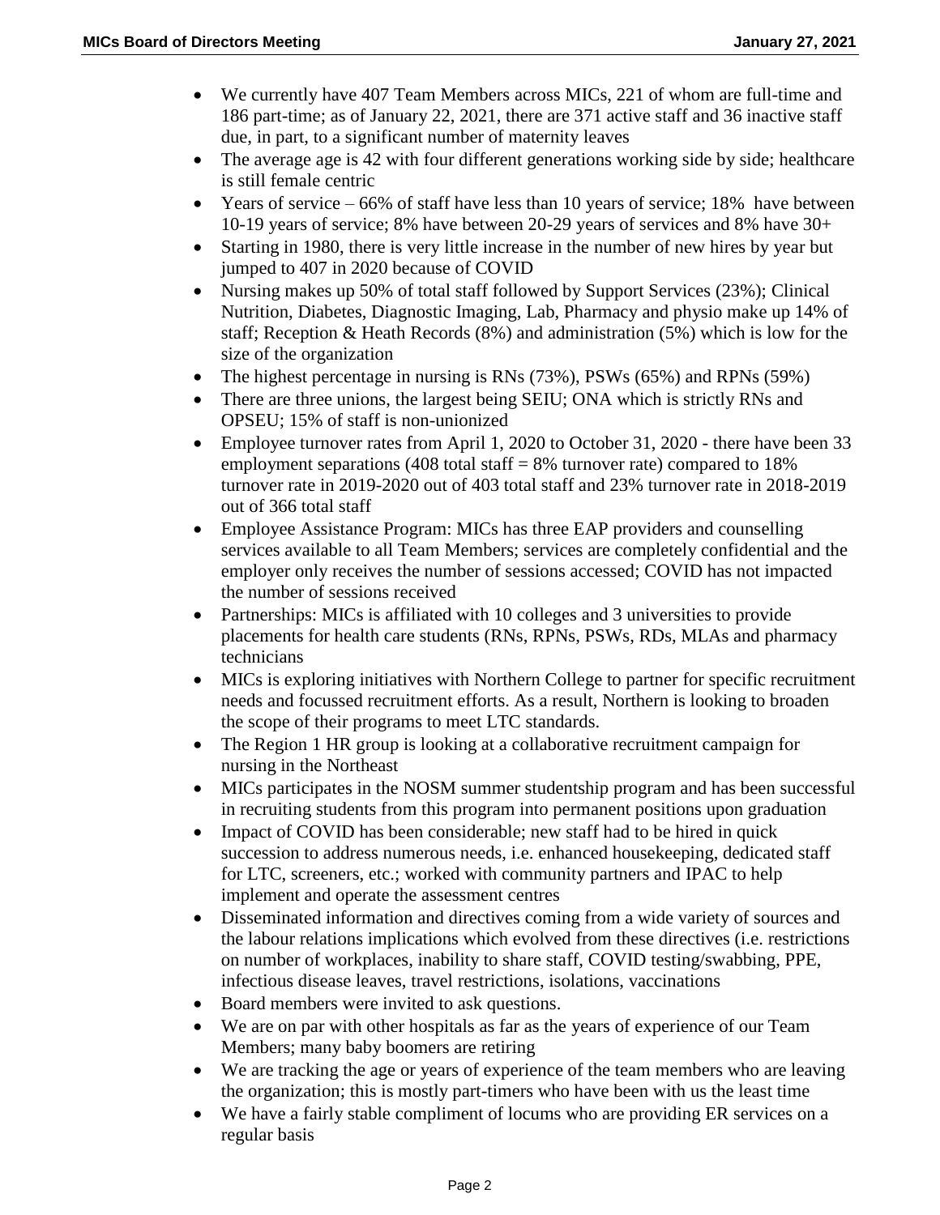- We currently have 407 Team Members across MICs, 221 of whom are full-time and 186 part-time; as of January 22, 2021, there are 371 active staff and 36 inactive staff due, in part, to a significant number of maternity leaves
- The average age is 42 with four different generations working side by side; healthcare is still female centric
- Years of service – 66% of staff have less than 10 years of service; 18% have between 10-19 years of service; 8% have between 20-29 years of services and 8% have 30+
- Starting in 1980, there is very little increase in the number of new hires by year but jumped to 407 in 2020 because of COVID
- Nursing makes up 50% of total staff followed by Support Services (23%); Clinical Nutrition, Diabetes, Diagnostic Imaging, Lab, Pharmacy and physio make up 14% of staff; Reception & Heath Records (8%) and administration (5%) which is low for the size of the organization
- The highest percentage in nursing is RNs (73%), PSWs (65%) and RPNs (59%)
- There are three unions, the largest being SEIU; ONA which is strictly RNs and OPSEU; 15% of staff is non-unionized
- Employee turnover rates from April 1, 2020 to October 31, 2020 - there have been 33 employment separations (408 total staff = 8% turnover rate) compared to 18% turnover rate in 2019-2020 out of 403 total staff and 23% turnover rate in 2018-2019 out of 366 total staff
- Employee Assistance Program: MICs has three EAP providers and counselling services available to all Team Members; services are completely confidential and the employer only receives the number of sessions accessed; COVID has not impacted the number of sessions received
- Partnerships: MICs is affiliated with 10 colleges and 3 universities to provide placements for health care students (RNs, RPNs, PSWs, RDs, MLAs and pharmacy technicians
- MICs is exploring initiatives with Northern College to partner for specific recruitment needs and focussed recruitment efforts. As a result, Northern is looking to broaden the scope of their programs to meet LTC standards.
- The Region 1 HR group is looking at a collaborative recruitment campaign for nursing in the Northeast
- MICs participates in the NOSM summer studentship program and has been successful in recruiting students from this program into permanent positions upon graduation
- Impact of COVID has been considerable; new staff had to be hired in quick succession to address numerous needs, i.e. enhanced housekeeping, dedicated staff for LTC, screeners, etc.; worked with community partners and IPAC to help implement and operate the assessment centres
- Disseminated information and directives coming from a wide variety of sources and the labour relations implications which evolved from these directives (i.e. restrictions on number of workplaces, inability to share staff, COVID testing/swabbing, PPE, infectious disease leaves, travel restrictions, isolations, vaccinations
- Board members were invited to ask questions.
- We are on par with other hospitals as far as the years of experience of our Team Members; many baby boomers are retiring
- We are tracking the age or years of experience of the team members who are leaving the organization; this is mostly part-timers who have been with us the least time
- We have a fairly stable compliment of locums who are providing ER services on a regular basis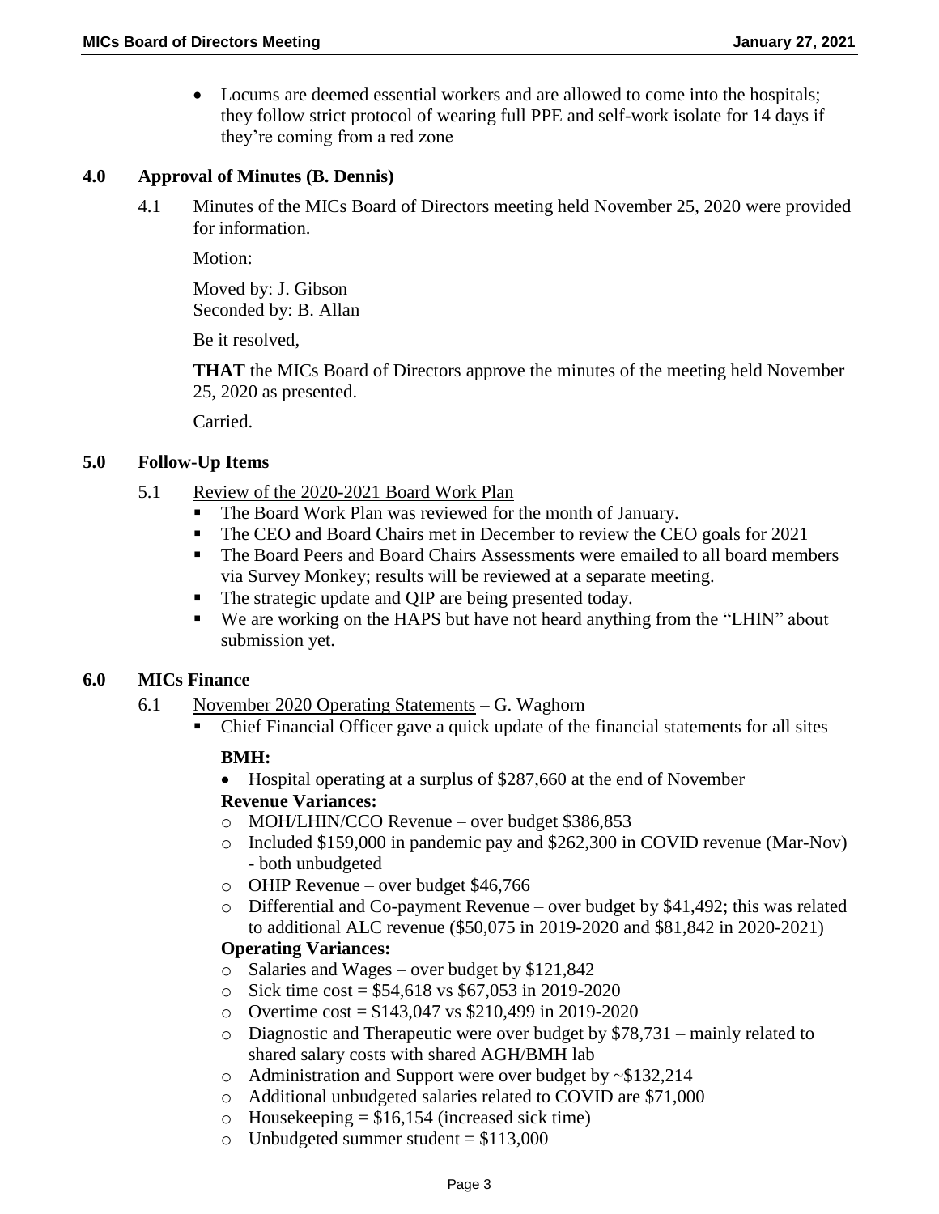- Locums are deemed essential workers and are allowed to come into the hospitals; they follow strict protocol of wearing full PPE and self-work isolate for 14 days if they're coming from a red zone

## 4.0 Approval of Minutes (B. Dennis)

4.1 Minutes of the MICs Board of Directors meeting held November 25, 2020 were provided for information.

Motion:

Moved by: J. Gibson
Seconded by: B. Allan

Be it resolved,

**THAT** the MICs Board of Directors approve the minutes of the meeting held November 25, 2020 as presented.

Carried.

## 5.0 Follow-Up Items

5.1 Review of the 2020-2021 Board Work Plan

- The Board Work Plan was reviewed for the month of January.
- The CEO and Board Chairs met in December to review the CEO goals for 2021
- The Board Peers and Board Chairs Assessments were emailed to all board members via Survey Monkey; results will be reviewed at a separate meeting.
- The strategic update and QIP are being presented today.
- We are working on the HAPS but have not heard anything from the "LHIN" about submission yet.

## 6.0 MICs Finance

6.1 November 2020 Operating Statements – G. Waghorn

- Chief Financial Officer gave a quick update of the financial statements for all sites

**BMH:**

- Hospital operating at a surplus of $287,660 at the end of November

**Revenue Variances:**

- MOH/LHIN/CCO Revenue – over budget $386,853
- Included $159,000 in pandemic pay and $262,300 in COVID revenue (Mar-Nov) - both unbudgeted
- OHIP Revenue – over budget $46,766
- Differential and Co-payment Revenue – over budget by $41,492; this was related to additional ALC revenue ($50,075 in 2019-2020 and $81,842 in 2020-2021)

**Operating Variances:**

- Salaries and Wages – over budget by $121,842
- Sick time cost = $54,618 vs $67,053 in 2019-2020
- Overtime cost = $143,047 vs $210,499 in 2019-2020
- Diagnostic and Therapeutic were over budget by $78,731 – mainly related to shared salary costs with shared AGH/BMH lab
- Administration and Support were over budget by ~$132,214
- Additional unbudgeted salaries related to COVID are $71,000
- Housekeeping = $16,154 (increased sick time)
- Unbudgeted summer student = $113,000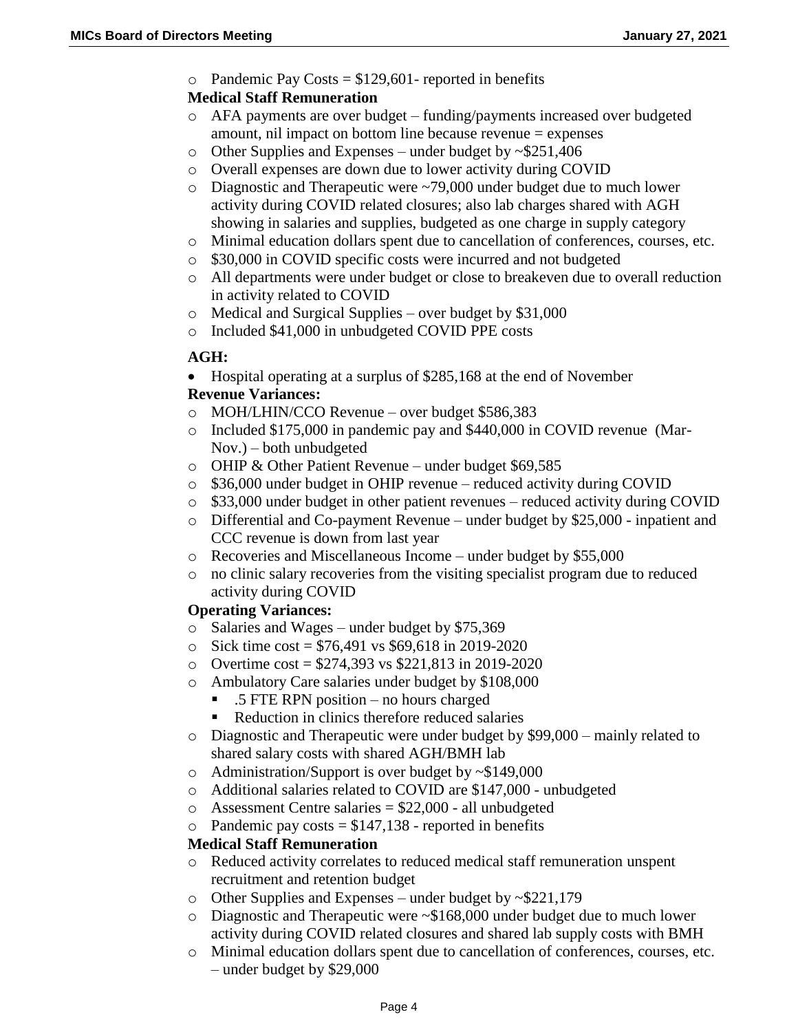- Pandemic Pay Costs = $129,601- reported in benefits

**Medical Staff Remuneration**

- AFA payments are over budget – funding/payments increased over budgeted amount, nil impact on bottom line because revenue = expenses
- Other Supplies and Expenses – under budget by ~$251,406
- Overall expenses are down due to lower activity during COVID
- Diagnostic and Therapeutic were ~79,000 under budget due to much lower activity during COVID related closures; also lab charges shared with AGH showing in salaries and supplies, budgeted as one charge in supply category
- Minimal education dollars spent due to cancellation of conferences, courses, etc.
- $30,000 in COVID specific costs were incurred and not budgeted
- All departments were under budget or close to breakeven due to overall reduction in activity related to COVID
- Medical and Surgical Supplies – over budget by $31,000
- Included $41,000 in unbudgeted COVID PPE costs

**AGH:**

- Hospital operating at a surplus of $285,168 at the end of November

**Revenue Variances:**

- MOH/LHIN/CCO Revenue – over budget $586,383
- Included $175,000 in pandemic pay and $440,000 in COVID revenue (Mar-Nov.) – both unbudgeted
- OHIP & Other Patient Revenue – under budget $69,585
- $36,000 under budget in OHIP revenue – reduced activity during COVID
- $33,000 under budget in other patient revenues – reduced activity during COVID
- Differential and Co-payment Revenue – under budget by $25,000 - inpatient and CCC revenue is down from last year
- Recoveries and Miscellaneous Income – under budget by $55,000
- no clinic salary recoveries from the visiting specialist program due to reduced activity during COVID

**Operating Variances:**

- Salaries and Wages – under budget by $75,369
- Sick time cost = $76,491 vs $69,618 in 2019-2020
- Overtime cost = $274,393 vs $221,813 in 2019-2020
- Ambulatory Care salaries under budget by $108,000
  - .5 FTE RPN position – no hours charged
  - Reduction in clinics therefore reduced salaries
- Diagnostic and Therapeutic were under budget by $99,000 – mainly related to shared salary costs with shared AGH/BMH lab
- Administration/Support is over budget by ~$149,000
- Additional salaries related to COVID are $147,000 - unbudgeted
- Assessment Centre salaries = $22,000 - all unbudgeted
- Pandemic pay costs = $147,138 - reported in benefits

**Medical Staff Remuneration**

- Reduced activity correlates to reduced medical staff remuneration unspent recruitment and retention budget
- Other Supplies and Expenses – under budget by ~$221,179
- Diagnostic and Therapeutic were ~$168,000 under budget due to much lower activity during COVID related closures and shared lab supply costs with BMH
- Minimal education dollars spent due to cancellation of conferences, courses, etc. – under budget by $29,000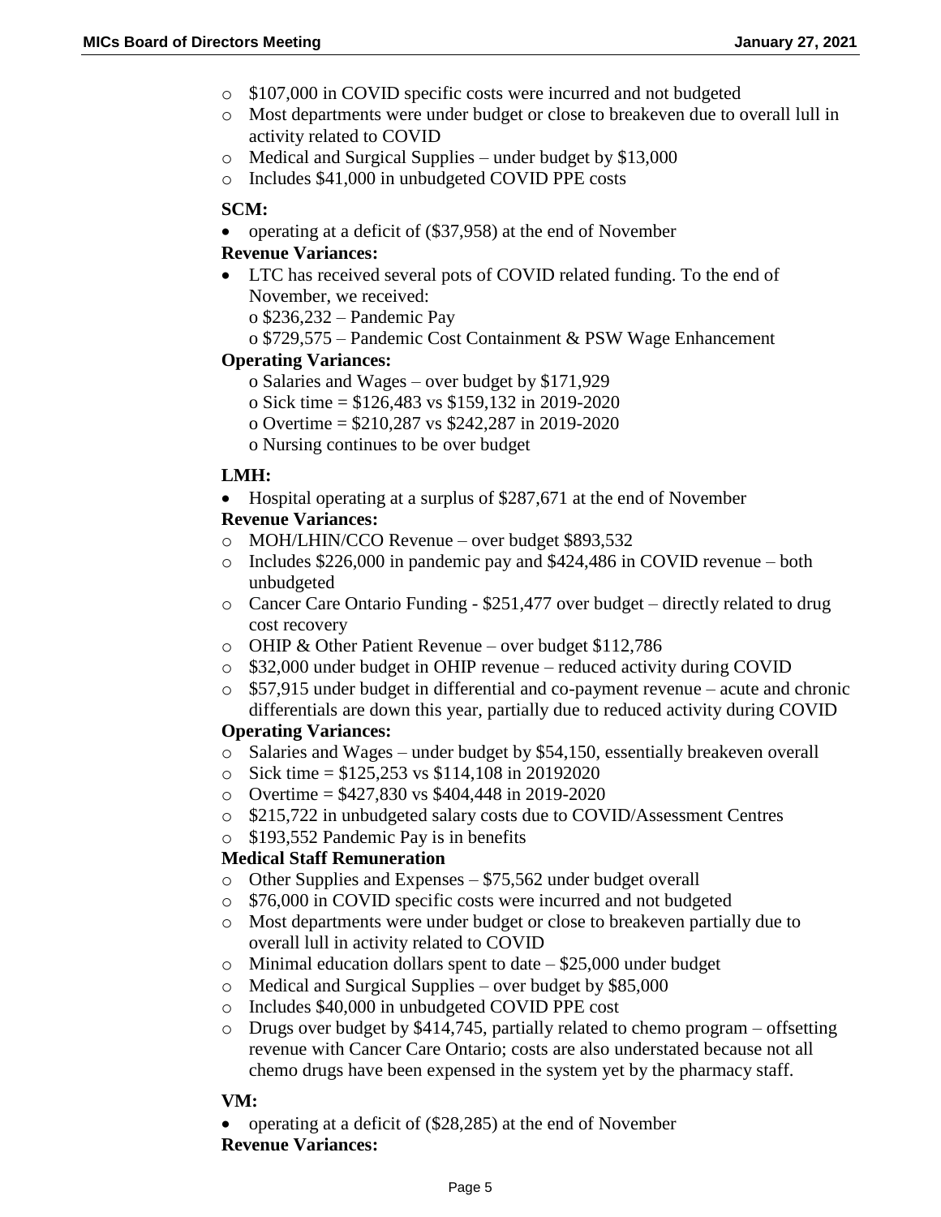- $107,000 in COVID specific costs were incurred and not budgeted
- Most departments were under budget or close to breakeven due to overall lull in activity related to COVID
- Medical and Surgical Supplies – under budget by $13,000
- Includes $41,000 in unbudgeted COVID PPE costs

**SCM:**

- operating at a deficit of ($37,958) at the end of November

**Revenue Variances:**

- LTC has received several pots of COVID related funding. To the end of November, we received:
  - o $236,232 – Pandemic Pay
  - o $729,575 – Pandemic Cost Containment & PSW Wage Enhancement

**Operating Variances:**

- o Salaries and Wages – over budget by $171,929
- o Sick time = $126,483 vs $159,132 in 2019-2020
- o Overtime = $210,287 vs $242,287 in 2019-2020
- o Nursing continues to be over budget

**LMH:**

- Hospital operating at a surplus of $287,671 at the end of November

**Revenue Variances:**

- MOH/LHIN/CCO Revenue – over budget $893,532
- Includes $226,000 in pandemic pay and $424,486 in COVID revenue – both unbudgeted
- Cancer Care Ontario Funding - $251,477 over budget – directly related to drug cost recovery
- OHIP & Other Patient Revenue – over budget $112,786
- $32,000 under budget in OHIP revenue – reduced activity during COVID
- $57,915 under budget in differential and co-payment revenue – acute and chronic differentials are down this year, partially due to reduced activity during COVID

**Operating Variances:**

- Salaries and Wages – under budget by $54,150, essentially breakeven overall
- Sick time = $125,253 vs $114,108 in 20192020
- Overtime = $427,830 vs $404,448 in 2019-2020
- $215,722 in unbudgeted salary costs due to COVID/Assessment Centres
- $193,552 Pandemic Pay is in benefits

**Medical Staff Remuneration**

- Other Supplies and Expenses – $75,562 under budget overall
- $76,000 in COVID specific costs were incurred and not budgeted
- Most departments were under budget or close to breakeven partially due to overall lull in activity related to COVID
- Minimal education dollars spent to date – $25,000 under budget
- Medical and Surgical Supplies – over budget by $85,000
- Includes $40,000 in unbudgeted COVID PPE cost
- Drugs over budget by $414,745, partially related to chemo program – offsetting revenue with Cancer Care Ontario; costs are also understated because not all chemo drugs have been expensed in the system yet by the pharmacy staff.

**VM:**

- operating at a deficit of ($28,285) at the end of November

**Revenue Variances:**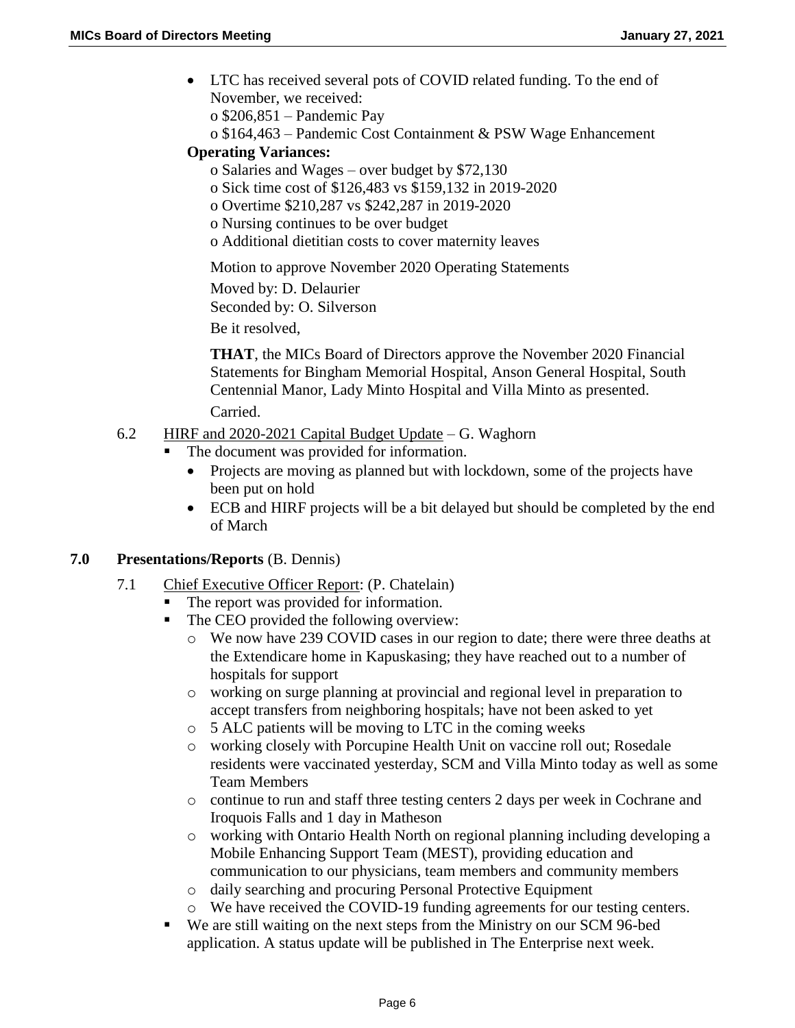- LTC has received several pots of COVID related funding. To the end of November, we received:
  - o $206,851 – Pandemic Pay
  - o $164,463 – Pandemic Cost Containment & PSW Wage Enhancement

**Operating Variances:**

- o Salaries and Wages – over budget by $72,130
- o Sick time cost of $126,483 vs $159,132 in 2019-2020
- o Overtime $210,287 vs $242,287 in 2019-2020
- o Nursing continues to be over budget
- o Additional dietitian costs to cover maternity leaves

Motion to approve November 2020 Operating Statements

Moved by: D. Delaurier

Seconded by: O. Silverson

Be it resolved,

**THAT**, the MICs Board of Directors approve the November 2020 Financial Statements for Bingham Memorial Hospital, Anson General Hospital, South Centennial Manor, Lady Minto Hospital and Villa Minto as presented.

Carried.

6.2 HIRF and 2020-2021 Capital Budget Update – G. Waghorn

- The document was provided for information.
  - Projects are moving as planned but with lockdown, some of the projects have been put on hold
  - ECB and HIRF projects will be a bit delayed but should be completed by the end of March

## 7.0 Presentations/Reports (B. Dennis)

7.1 Chief Executive Officer Report: (P. Chatelain)

- The report was provided for information.
- The CEO provided the following overview:
  - We now have 239 COVID cases in our region to date; there were three deaths at the Extendicare home in Kapuskasing; they have reached out to a number of hospitals for support
  - working on surge planning at provincial and regional level in preparation to accept transfers from neighboring hospitals; have not been asked to yet
  - 5 ALC patients will be moving to LTC in the coming weeks
  - working closely with Porcupine Health Unit on vaccine roll out; Rosedale residents were vaccinated yesterday, SCM and Villa Minto today as well as some Team Members
  - continue to run and staff three testing centers 2 days per week in Cochrane and Iroquois Falls and 1 day in Matheson
  - working with Ontario Health North on regional planning including developing a Mobile Enhancing Support Team (MEST), providing education and communication to our physicians, team members and community members
  - daily searching and procuring Personal Protective Equipment
  - We have received the COVID-19 funding agreements for our testing centers.
- We are still waiting on the next steps from the Ministry on our SCM 96-bed application. A status update will be published in The Enterprise next week.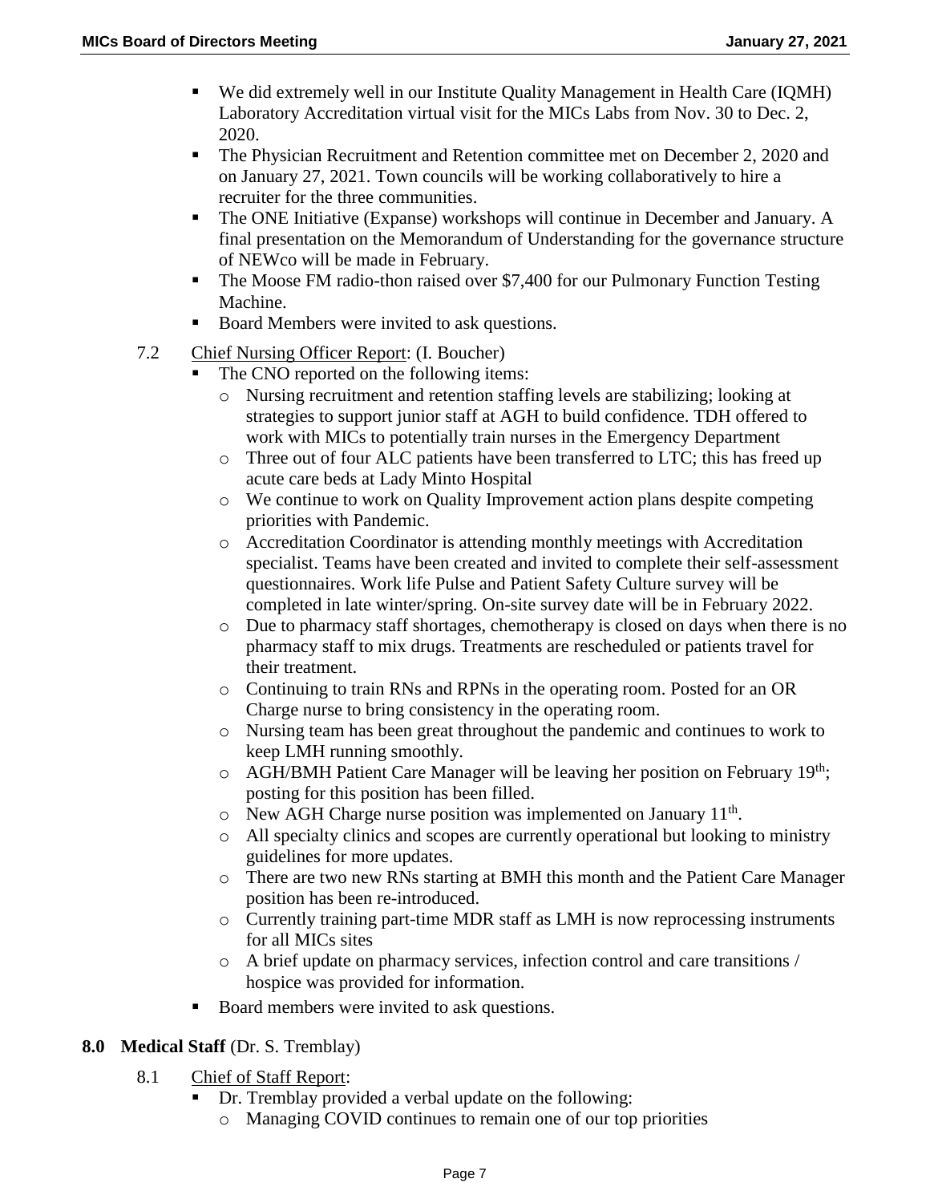- We did extremely well in our Institute Quality Management in Health Care (IQMH) Laboratory Accreditation virtual visit for the MICs Labs from Nov. 30 to Dec. 2, 2020.
- The Physician Recruitment and Retention committee met on December 2, 2020 and on January 27, 2021. Town councils will be working collaboratively to hire a recruiter for the three communities.
- The ONE Initiative (Expanse) workshops will continue in December and January. A final presentation on the Memorandum of Understanding for the governance structure of NEWco will be made in February.
- The Moose FM radio-thon raised over $7,400 for our Pulmonary Function Testing Machine.
- Board Members were invited to ask questions.

7.2 Chief Nursing Officer Report: (I. Boucher)

- The CNO reported on the following items:
  - Nursing recruitment and retention staffing levels are stabilizing; looking at strategies to support junior staff at AGH to build confidence. TDH offered to work with MICs to potentially train nurses in the Emergency Department
  - Three out of four ALC patients have been transferred to LTC; this has freed up acute care beds at Lady Minto Hospital
  - We continue to work on Quality Improvement action plans despite competing priorities with Pandemic.
  - Accreditation Coordinator is attending monthly meetings with Accreditation specialist. Teams have been created and invited to complete their self-assessment questionnaires. Work life Pulse and Patient Safety Culture survey will be completed in late winter/spring. On-site survey date will be in February 2022.
  - Due to pharmacy staff shortages, chemotherapy is closed on days when there is no pharmacy staff to mix drugs. Treatments are rescheduled or patients travel for their treatment.
  - Continuing to train RNs and RPNs in the operating room. Posted for an OR Charge nurse to bring consistency in the operating room.
  - Nursing team has been great throughout the pandemic and continues to work to keep LMH running smoothly.
  - AGH/BMH Patient Care Manager will be leaving her position on February 19th; posting for this position has been filled.
  - New AGH Charge nurse position was implemented on January 11th.
  - All specialty clinics and scopes are currently operational but looking to ministry guidelines for more updates.
  - There are two new RNs starting at BMH this month and the Patient Care Manager position has been re-introduced.
  - Currently training part-time MDR staff as LMH is now reprocessing instruments for all MICs sites
  - A brief update on pharmacy services, infection control and care transitions / hospice was provided for information.
- Board members were invited to ask questions.

## 8.0 Medical Staff (Dr. S. Tremblay)

8.1 Chief of Staff Report:

- Dr. Tremblay provided a verbal update on the following:
  - Managing COVID continues to remain one of our top priorities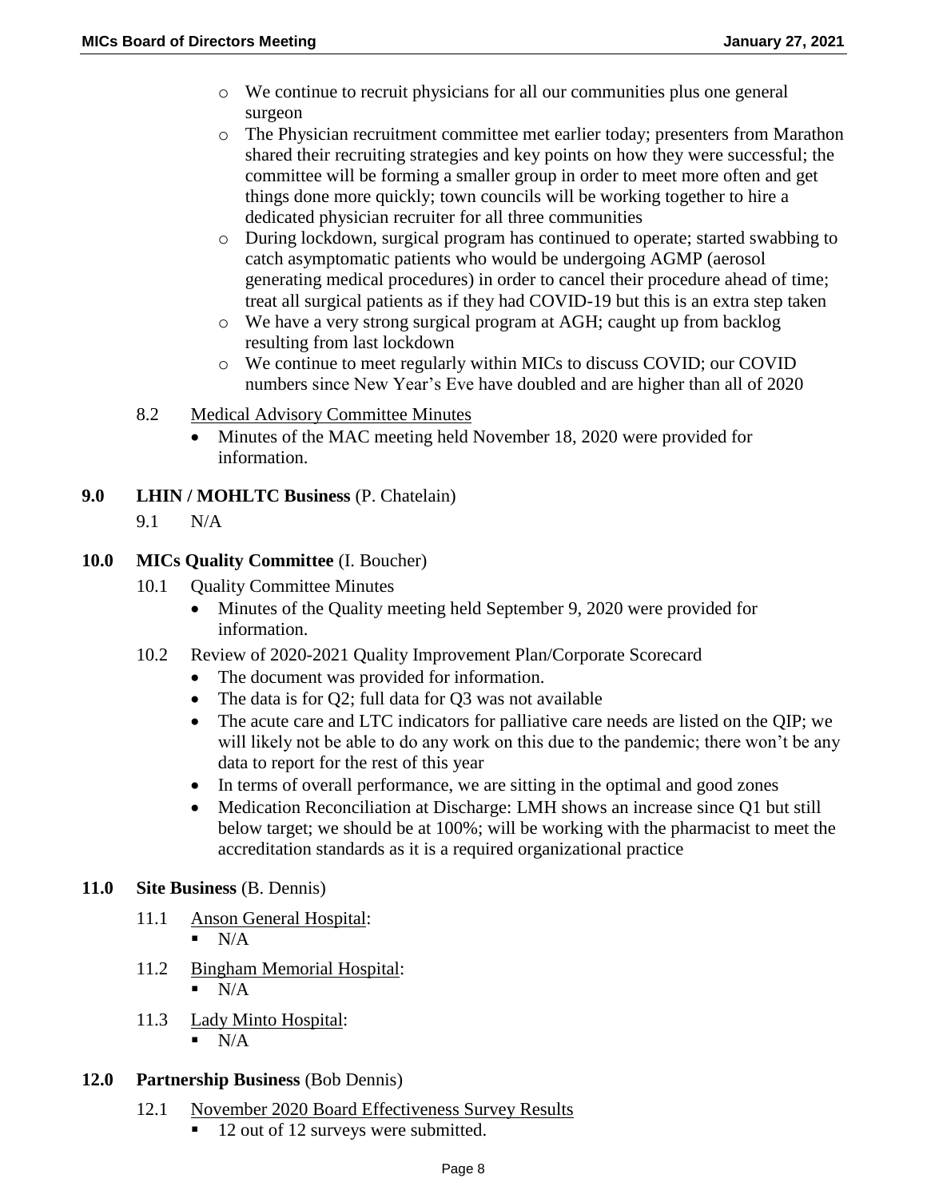- We continue to recruit physicians for all our communities plus one general surgeon
- The Physician recruitment committee met earlier today; presenters from Marathon shared their recruiting strategies and key points on how they were successful; the committee will be forming a smaller group in order to meet more often and get things done more quickly; town councils will be working together to hire a dedicated physician recruiter for all three communities
- During lockdown, surgical program has continued to operate; started swabbing to catch asymptomatic patients who would be undergoing AGMP (aerosol generating medical procedures) in order to cancel their procedure ahead of time; treat all surgical patients as if they had COVID-19 but this is an extra step taken
- We have a very strong surgical program at AGH; caught up from backlog resulting from last lockdown
- We continue to meet regularly within MICs to discuss COVID; our COVID numbers since New Year's Eve have doubled and are higher than all of 2020

8.2 Medical Advisory Committee Minutes

- Minutes of the MAC meeting held November 18, 2020 were provided for information.

**9.0 LHIN / MOHLTC Business** (P. Chatelain)

9.1 N/A

**10.0 MICs Quality Committee** (I. Boucher)

10.1 Quality Committee Minutes

- Minutes of the Quality meeting held September 9, 2020 were provided for information.

10.2 Review of 2020-2021 Quality Improvement Plan/Corporate Scorecard

- The document was provided for information.
- The data is for Q2; full data for Q3 was not available
- The acute care and LTC indicators for palliative care needs are listed on the QIP; we will likely not be able to do any work on this due to the pandemic; there won't be any data to report for the rest of this year
- In terms of overall performance, we are sitting in the optimal and good zones
- Medication Reconciliation at Discharge: LMH shows an increase since Q1 but still below target; we should be at 100%; will be working with the pharmacist to meet the accreditation standards as it is a required organizational practice

**11.0 Site Business** (B. Dennis)

11.1 Anson General Hospital:

- N/A

11.2 Bingham Memorial Hospital:

- N/A

11.3 Lady Minto Hospital:

- N/A

**12.0 Partnership Business** (Bob Dennis)

12.1 November 2020 Board Effectiveness Survey Results

- 12 out of 12 surveys were submitted.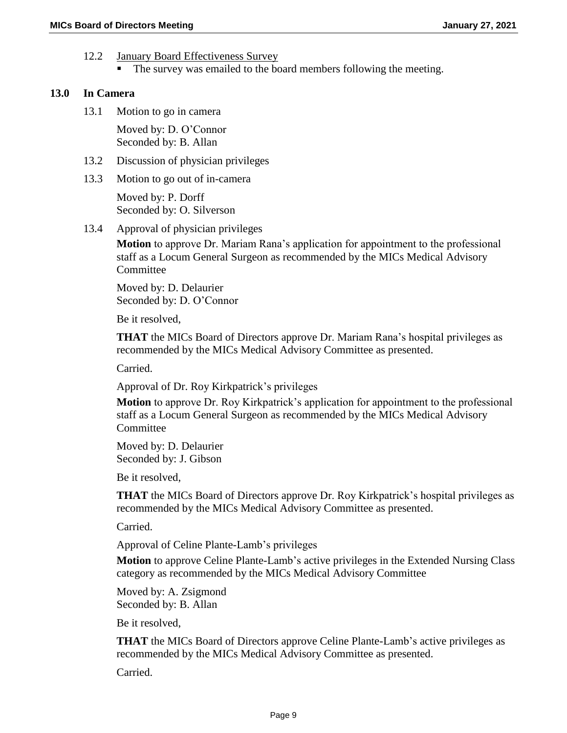12.2 January Board Effectiveness Survey

- The survey was emailed to the board members following the meeting.

## 13.0 In Camera

13.1 Motion to go in camera

Moved by: D. O'Connor
Seconded by: B. Allan

13.2 Discussion of physician privileges

13.3 Motion to go out of in-camera

Moved by: P. Dorff
Seconded by: O. Silverson

13.4 Approval of physician privileges

**Motion** to approve Dr. Mariam Rana's application for appointment to the professional staff as a Locum General Surgeon as recommended by the MICs Medical Advisory Committee

Moved by: D. Delaurier
Seconded by: D. O'Connor

Be it resolved,

**THAT** the MICs Board of Directors approve Dr. Mariam Rana's hospital privileges as recommended by the MICs Medical Advisory Committee as presented.

Carried.

Approval of Dr. Roy Kirkpatrick's privileges

**Motion** to approve Dr. Roy Kirkpatrick's application for appointment to the professional staff as a Locum General Surgeon as recommended by the MICs Medical Advisory Committee

Moved by: D. Delaurier
Seconded by: J. Gibson

Be it resolved,

**THAT** the MICs Board of Directors approve Dr. Roy Kirkpatrick's hospital privileges as recommended by the MICs Medical Advisory Committee as presented.

Carried.

Approval of Celine Plante-Lamb's privileges

**Motion** to approve Celine Plante-Lamb's active privileges in the Extended Nursing Class category as recommended by the MICs Medical Advisory Committee

Moved by: A. Zsigmond
Seconded by: B. Allan

Be it resolved,

**THAT** the MICs Board of Directors approve Celine Plante-Lamb's active privileges as recommended by the MICs Medical Advisory Committee as presented.

Carried.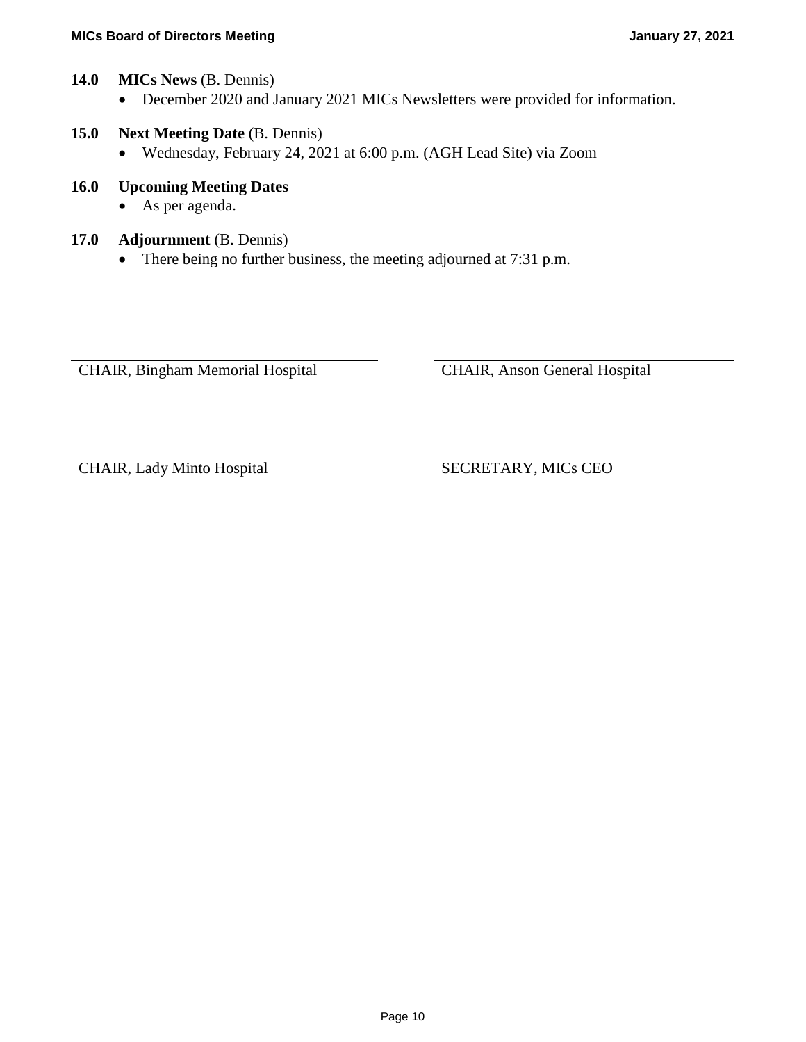**14.0 MICs News** (B. Dennis)

- December 2020 and January 2021 MICs Newsletters were provided for information.

**15.0 Next Meeting Date** (B. Dennis)

- Wednesday, February 24, 2021 at 6:00 p.m. (AGH Lead Site) via Zoom

**16.0 Upcoming Meeting Dates**

- As per agenda.

**17.0 Adjournment** (B. Dennis)

- There being no further business, the meeting adjourned at 7:31 p.m.

______________________________
CHAIR, Bingham Memorial Hospital

______________________________
CHAIR, Anson General Hospital

______________________________
CHAIR, Lady Minto Hospital

______________________________
SECRETARY, MICs CEO